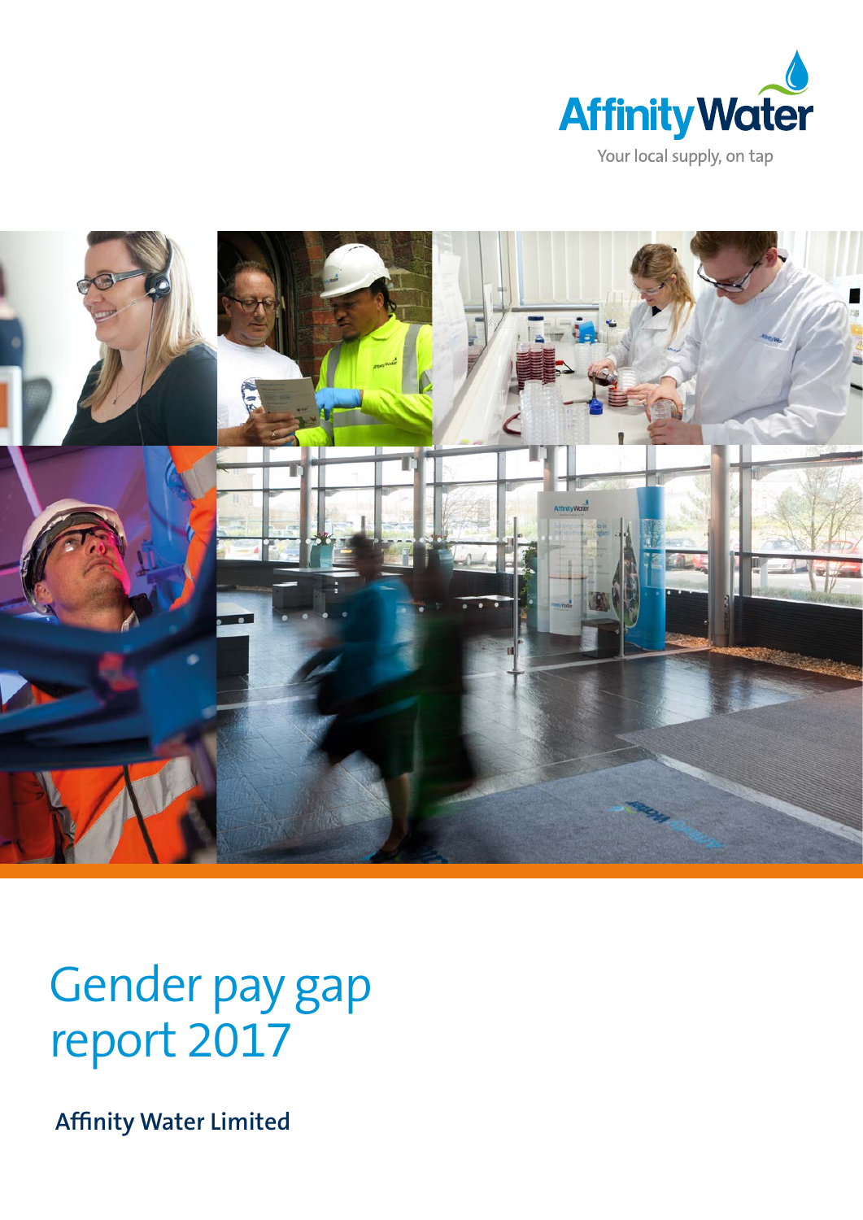Affinity Water

Your local supply, on tap

# Gender pay gap report 2017

**Affinity Water Limited**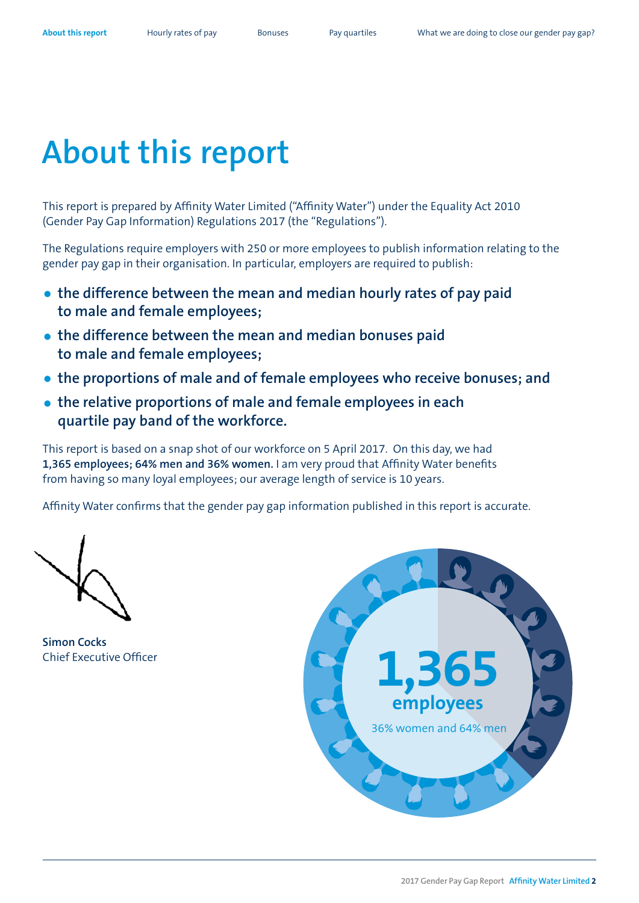# About this report

This report is prepared by Affinity Water Limited ("Affinity Water") under the Equality Act 2010 (Gender Pay Gap Information) Regulations 2017 (the "Regulations").

The Regulations require employers with 250 or more employees to publish information relating to the gender pay gap in their organisation. In particular, employers are required to publish:

- **the difference between the mean and median hourly rates of pay paid to male and female employees;**
- **the difference between the mean and median bonuses paid to male and female employees;**
- **the proportions of male and of female employees who receive bonuses; and**
- **the relative proportions of male and female employees in each quartile pay band of the workforce.**

This report is based on a snap shot of our workforce on 5 April 2017. On this day, we had **1,365 employees; 64% men and 36% women.** I am very proud that Affinity Water benefits from having so many loyal employees; our average length of service is 10 years.

Affinity Water confirms that the gender pay gap information published in this report is accurate.

**Simon Cocks**
Chief Executive Officer

**1,365 employees**

36% women and 64% men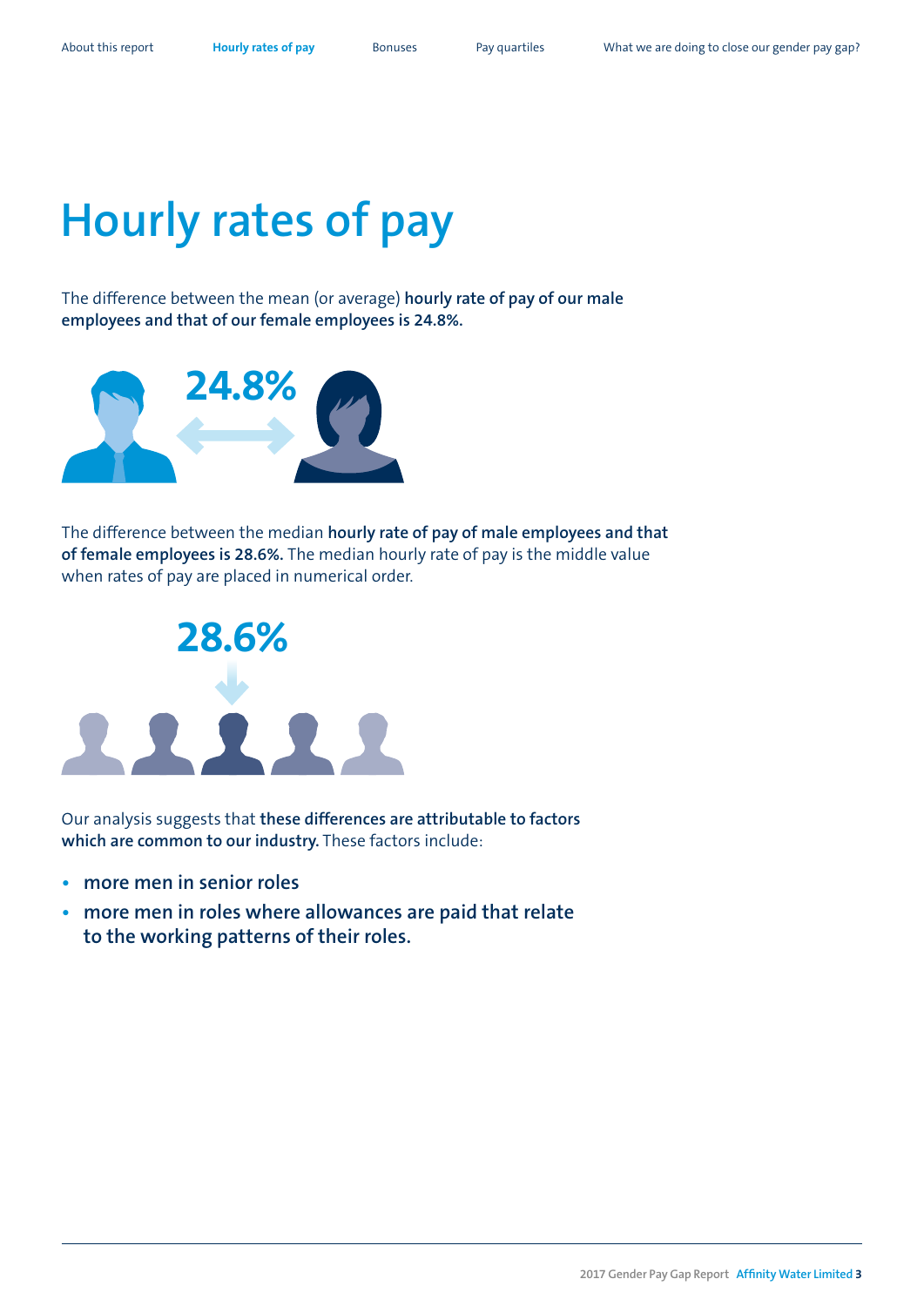# Hourly rates of pay

The difference between the mean (or average) **hourly rate of pay of our male employees and that of our female employees is 24.8%.**

24.8%

The difference between the median **hourly rate of pay of male employees and that of female employees is 28.6%.** The median hourly rate of pay is the middle value when rates of pay are placed in numerical order.

28.6%

Our analysis suggests that **these differences are attributable to factors which are common to our industry.** These factors include:

- **more men in senior roles**
- **more men in roles where allowances are paid that relate to the working patterns of their roles.**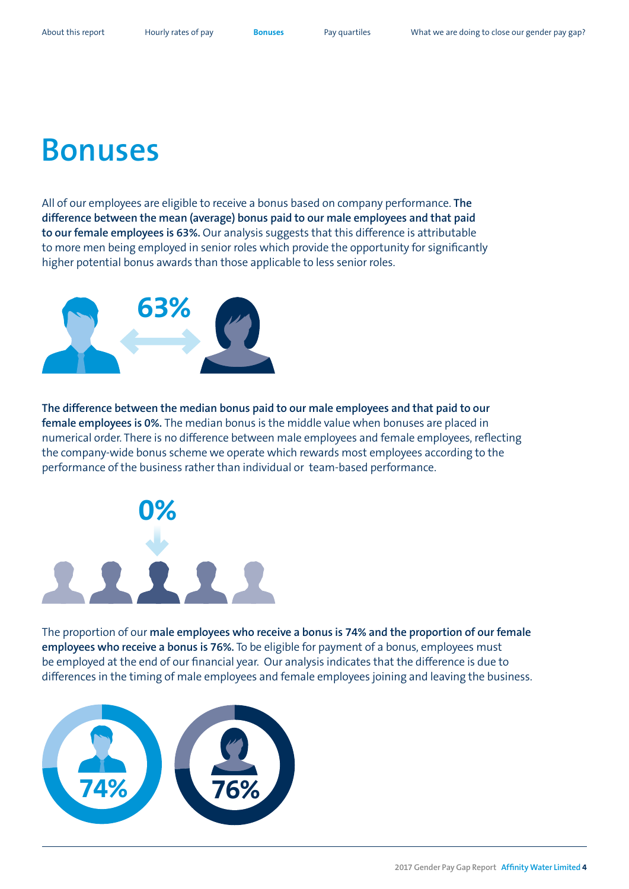# Bonuses

All of our employees are eligible to receive a bonus based on company performance. **The difference between the mean (average) bonus paid to our male employees and that paid to our female employees is 63%.** Our analysis suggests that this difference is attributable to more men being employed in senior roles which provide the opportunity for significantly higher potential bonus awards than those applicable to less senior roles.

63%

**The difference between the median bonus paid to our male employees and that paid to our female employees is 0%.** The median bonus is the middle value when bonuses are placed in numerical order. There is no difference between male employees and female employees, reflecting the company-wide bonus scheme we operate which rewards most employees according to the performance of the business rather than individual or team-based performance.

0%

The proportion of our **male employees who receive a bonus is 74% and the proportion of our female employees who receive a bonus is 76%.** To be eligible for payment of a bonus, employees must be employed at the end of our financial year. Our analysis indicates that the difference is due to differences in the timing of male employees and female employees joining and leaving the business.

74%

76%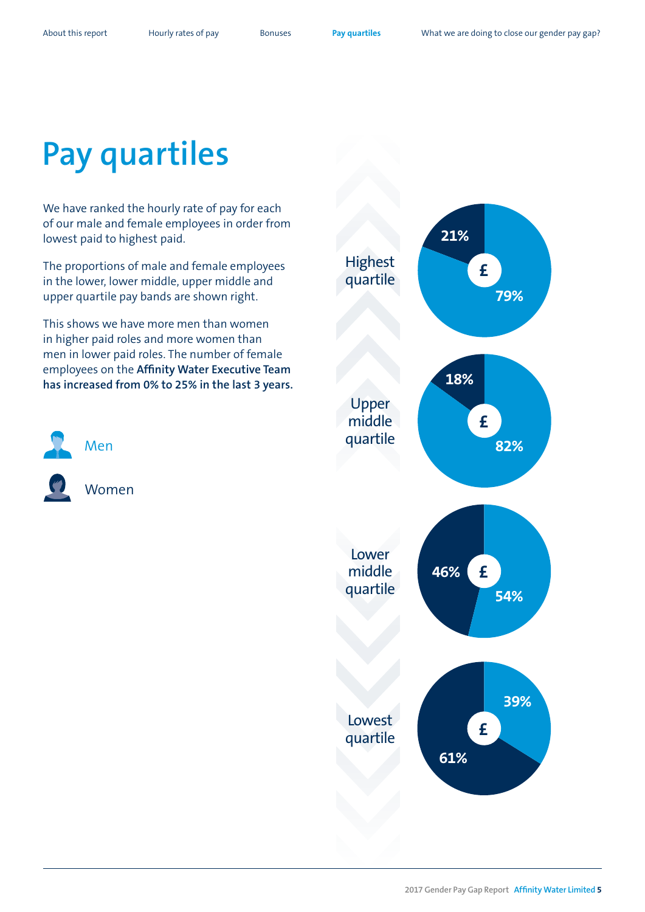# Pay quartiles

We have ranked the hourly rate of pay for each of our male and female employees in order from lowest paid to highest paid.

The proportions of male and female employees in the lower, lower middle, upper middle and upper quartile pay bands are shown right.

This shows we have more men than women in higher paid roles and more women than men in lower paid roles. The number of female employees on the **Affinity Water Executive Team has increased from 0% to 25% in the last 3 years.**

Men

Women

| Quartile | Men | Women |
|---|---|---|
| Highest quartile | 79% | 21% |
| Upper middle quartile | 82% | 18% |
| Lower middle quartile | 54% | 46% |
| Lowest quartile | 39% | 61% |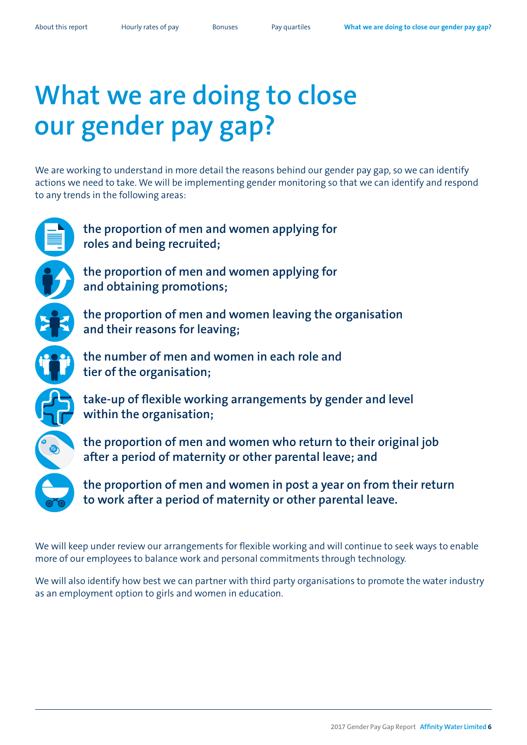# What we are doing to close our gender pay gap?

We are working to understand in more detail the reasons behind our gender pay gap, so we can identify actions we need to take. We will be implementing gender monitoring so that we can identify and respond to any trends in the following areas:

- **the proportion of men and women applying for roles and being recruited;**
- **the proportion of men and women applying for and obtaining promotions;**
- **the proportion of men and women leaving the organisation and their reasons for leaving;**
- **the number of men and women in each role and tier of the organisation;**
- **take-up of flexible working arrangements by gender and level within the organisation;**
- **the proportion of men and women who return to their original job after a period of maternity or other parental leave; and**
- **the proportion of men and women in post a year on from their return to work after a period of maternity or other parental leave.**

We will keep under review our arrangements for flexible working and will continue to seek ways to enable more of our employees to balance work and personal commitments through technology.

We will also identify how best we can partner with third party organisations to promote the water industry as an employment option to girls and women in education.